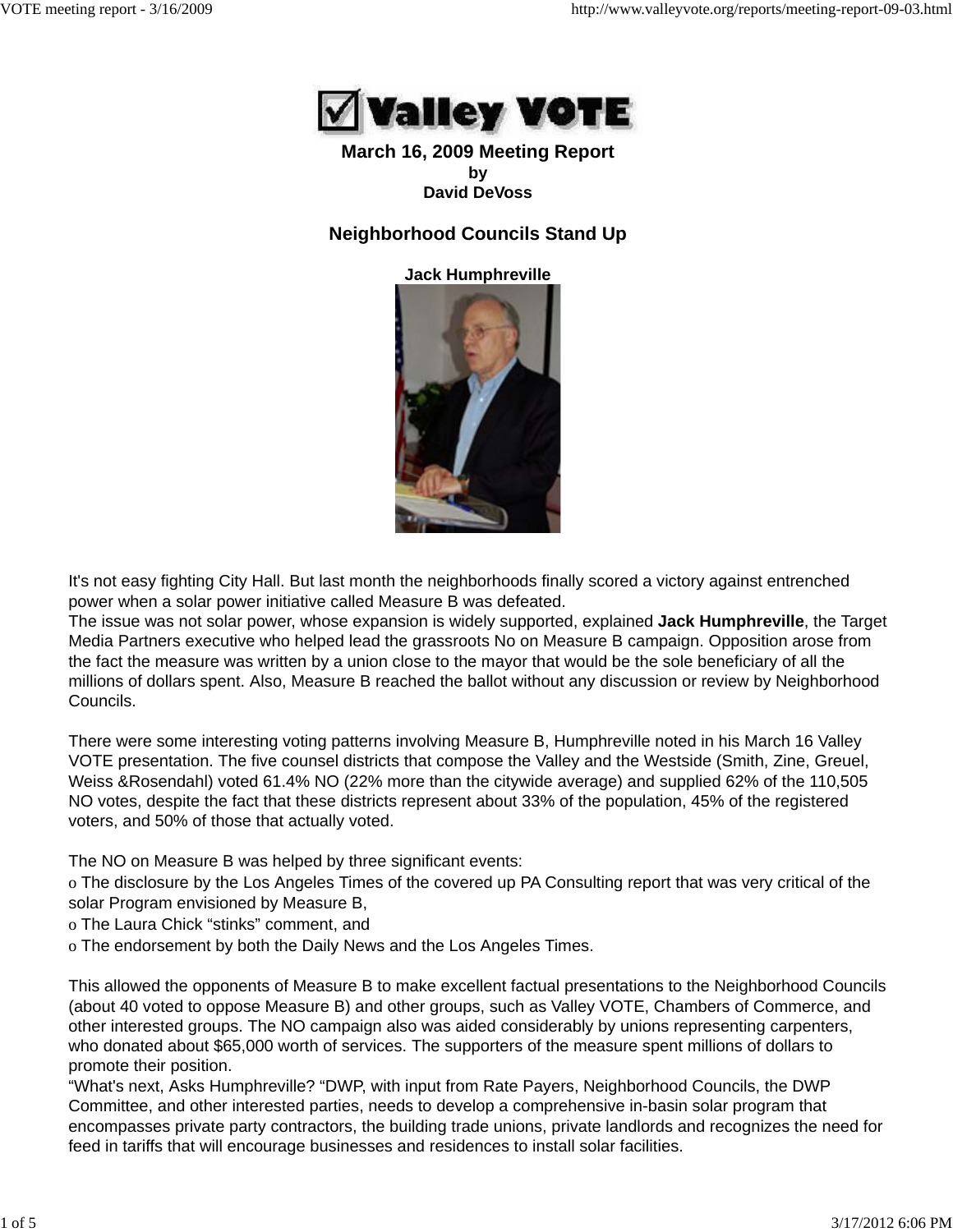# Valley VOTE

**March 16, 2009 Meeting Report**
**by**
**David DeVoss**

## Neighborhood Councils Stand Up

**Jack Humphreville**

It's not easy fighting City Hall. But last month the neighborhoods finally scored a victory against entrenched power when a solar power initiative called Measure B was defeated.
The issue was not solar power, whose expansion is widely supported, explained **Jack Humphreville**, the Target Media Partners executive who helped lead the grassroots No on Measure B campaign. Opposition arose from the fact the measure was written by a union close to the mayor that would be the sole beneficiary of all the millions of dollars spent. Also, Measure B reached the ballot without any discussion or review by Neighborhood Councils.

There were some interesting voting patterns involving Measure B, Humphreville noted in his March 16 Valley VOTE presentation. The five counsel districts that compose the Valley and the Westside (Smith, Zine, Greuel, Weiss &Rosendahl) voted 61.4% NO (22% more than the citywide average) and supplied 62% of the 110,505 NO votes, despite the fact that these districts represent about 33% of the population, 45% of the registered voters, and 50% of those that actually voted.

The NO on Measure B was helped by three significant events:

- The disclosure by the Los Angeles Times of the covered up PA Consulting report that was very critical of the solar Program envisioned by Measure B,
- The Laura Chick "stinks" comment, and
- The endorsement by both the Daily News and the Los Angeles Times.

This allowed the opponents of Measure B to make excellent factual presentations to the Neighborhood Councils (about 40 voted to oppose Measure B) and other groups, such as Valley VOTE, Chambers of Commerce, and other interested groups. The NO campaign also was aided considerably by unions representing carpenters, who donated about $65,000 worth of services. The supporters of the measure spent millions of dollars to promote their position.
"What's next, Asks Humphreville? "DWP, with input from Rate Payers, Neighborhood Councils, the DWP Committee, and other interested parties, needs to develop a comprehensive in-basin solar program that encompasses private party contractors, the building trade unions, private landlords and recognizes the need for feed in tariffs that will encourage businesses and residences to install solar facilities.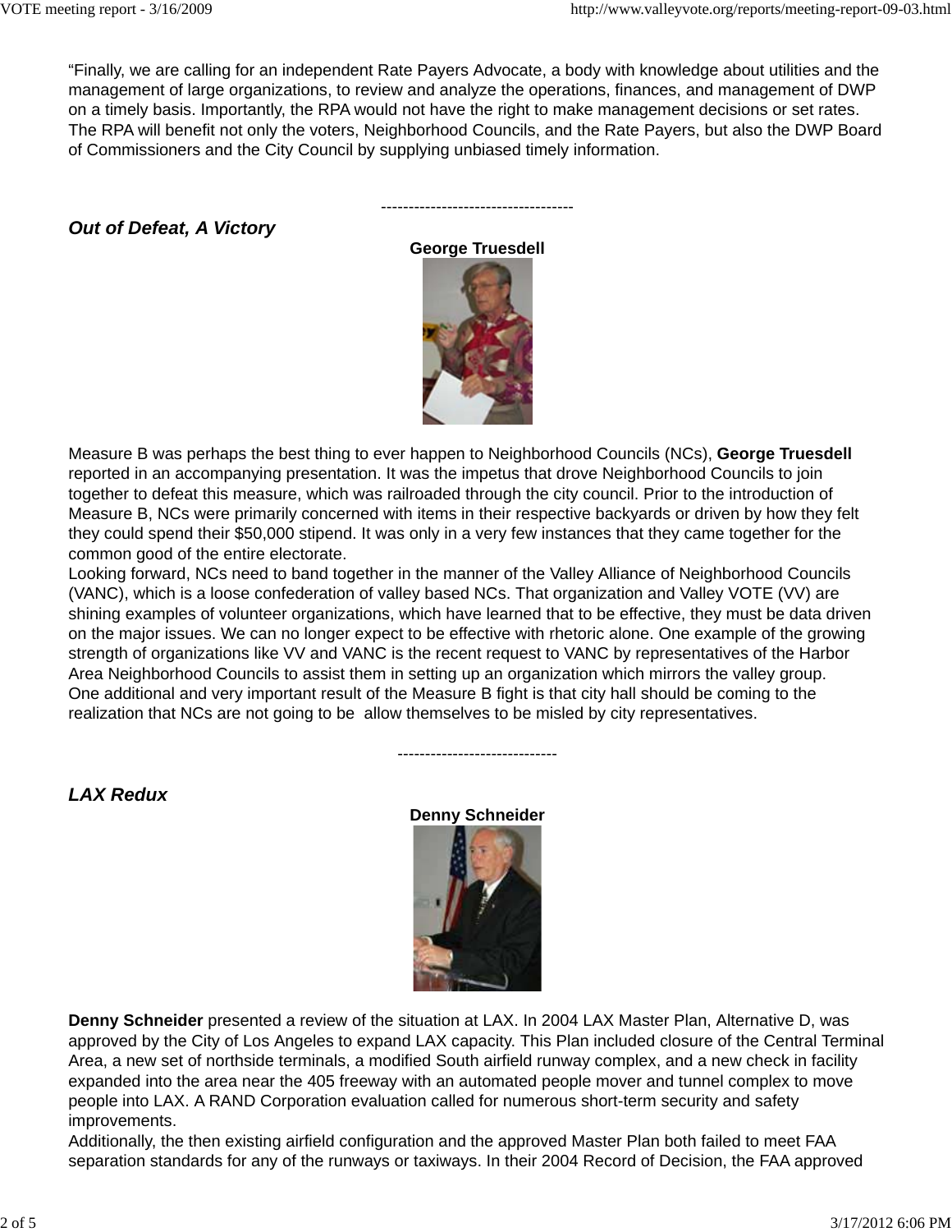"Finally, we are calling for an independent Rate Payers Advocate, a body with knowledge about utilities and the management of large organizations, to review and analyze the operations, finances, and management of DWP on a timely basis. Importantly, the RPA would not have the right to make management decisions or set rates. The RPA will benefit not only the voters, Neighborhood Councils, and the Rate Payers, but also the DWP Board of Commissioners and the City Council by supplying unbiased timely information.

-----------------------------------

## *Out of Defeat, A Victory*

**George Truesdell**

Measure B was perhaps the best thing to ever happen to Neighborhood Councils (NCs), **George Truesdell** reported in an accompanying presentation. It was the impetus that drove Neighborhood Councils to join together to defeat this measure, which was railroaded through the city council. Prior to the introduction of Measure B, NCs were primarily concerned with items in their respective backyards or driven by how they felt they could spend their $50,000 stipend. It was only in a very few instances that they came together for the common good of the entire electorate.

Looking forward, NCs need to band together in the manner of the Valley Alliance of Neighborhood Councils (VANC), which is a loose confederation of valley based NCs. That organization and Valley VOTE (VV) are shining examples of volunteer organizations, which have learned that to be effective, they must be data driven on the major issues. We can no longer expect to be effective with rhetoric alone. One example of the growing strength of organizations like VV and VANC is the recent request to VANC by representatives of the Harbor Area Neighborhood Councils to assist them in setting up an organization which mirrors the valley group.

One additional and very important result of the Measure B fight is that city hall should be coming to the realization that NCs are not going to be allow themselves to be misled by city representatives.

-----------------------------

## *LAX Redux*

**Denny Schneider**

**Denny Schneider** presented a review of the situation at LAX. In 2004 LAX Master Plan, Alternative D, was approved by the City of Los Angeles to expand LAX capacity. This Plan included closure of the Central Terminal Area, a new set of northside terminals, a modified South airfield runway complex, and a new check in facility expanded into the area near the 405 freeway with an automated people mover and tunnel complex to move people into LAX. A RAND Corporation evaluation called for numerous short-term security and safety improvements.

Additionally, the then existing airfield configuration and the approved Master Plan both failed to meet FAA separation standards for any of the runways or taxiways. In their 2004 Record of Decision, the FAA approved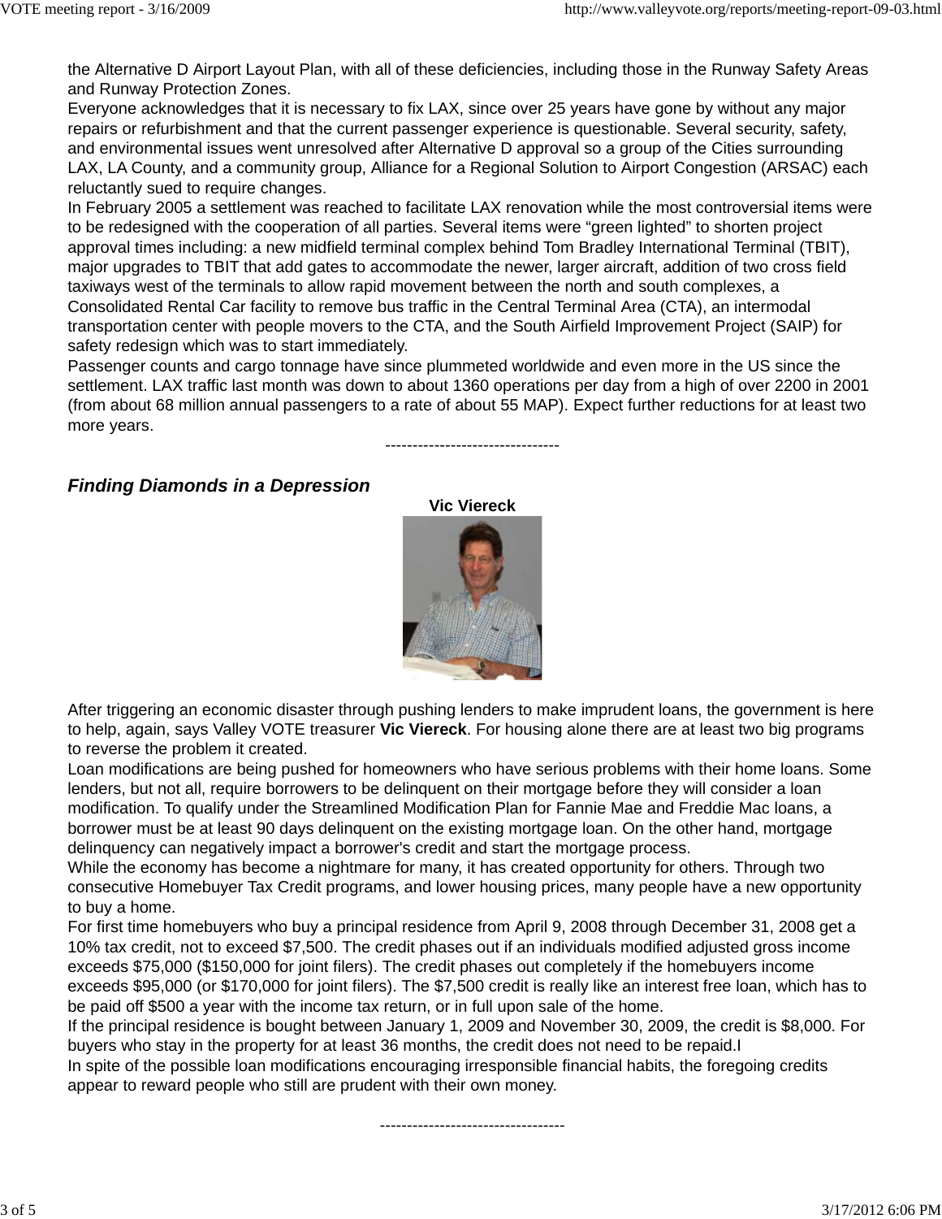the Alternative D Airport Layout Plan, with all of these deficiencies, including those in the Runway Safety Areas and Runway Protection Zones.

Everyone acknowledges that it is necessary to fix LAX, since over 25 years have gone by without any major repairs or refurbishment and that the current passenger experience is questionable. Several security, safety, and environmental issues went unresolved after Alternative D approval so a group of the Cities surrounding LAX, LA County, and a community group, Alliance for a Regional Solution to Airport Congestion (ARSAC) each reluctantly sued to require changes.

In February 2005 a settlement was reached to facilitate LAX renovation while the most controversial items were to be redesigned with the cooperation of all parties. Several items were “green lighted” to shorten project approval times including: a new midfield terminal complex behind Tom Bradley International Terminal (TBIT), major upgrades to TBIT that add gates to accommodate the newer, larger aircraft, addition of two cross field taxiways west of the terminals to allow rapid movement between the north and south complexes, a Consolidated Rental Car facility to remove bus traffic in the Central Terminal Area (CTA), an intermodal transportation center with people movers to the CTA, and the South Airfield Improvement Project (SAIP) for safety redesign which was to start immediately.

Passenger counts and cargo tonnage have since plummeted worldwide and even more in the US since the settlement. LAX traffic last month was down to about 1360 operations per day from a high of over 2200 in 2001 (from about 68 million annual passengers to a rate of about 55 MAP). Expect further reductions for at least two more years.

--------------------------------

### *Finding Diamonds in a Depression*

**Vic Viereck**

After triggering an economic disaster through pushing lenders to make imprudent loans, the government is here to help, again, says Valley VOTE treasurer **Vic Viereck**. For housing alone there are at least two big programs to reverse the problem it created.

Loan modifications are being pushed for homeowners who have serious problems with their home loans. Some lenders, but not all, require borrowers to be delinquent on their mortgage before they will consider a loan modification. To qualify under the Streamlined Modification Plan for Fannie Mae and Freddie Mac loans, a borrower must be at least 90 days delinquent on the existing mortgage loan. On the other hand, mortgage delinquency can negatively impact a borrower's credit and start the mortgage process.

While the economy has become a nightmare for many, it has created opportunity for others. Through two consecutive Homebuyer Tax Credit programs, and lower housing prices, many people have a new opportunity to buy a home.

For first time homebuyers who buy a principal residence from April 9, 2008 through December 31, 2008 get a 10% tax credit, not to exceed $7,500. The credit phases out if an individuals modified adjusted gross income exceeds $75,000 ($150,000 for joint filers). The credit phases out completely if the homebuyers income exceeds $95,000 (or $170,000 for joint filers). The $7,500 credit is really like an interest free loan, which has to be paid off $500 a year with the income tax return, or in full upon sale of the home.

If the principal residence is bought between January 1, 2009 and November 30, 2009, the credit is $8,000. For buyers who stay in the property for at least 36 months, the credit does not need to be repaid.I

In spite of the possible loan modifications encouraging irresponsible financial habits, the foregoing credits appear to reward people who still are prudent with their own money.

----------------------------------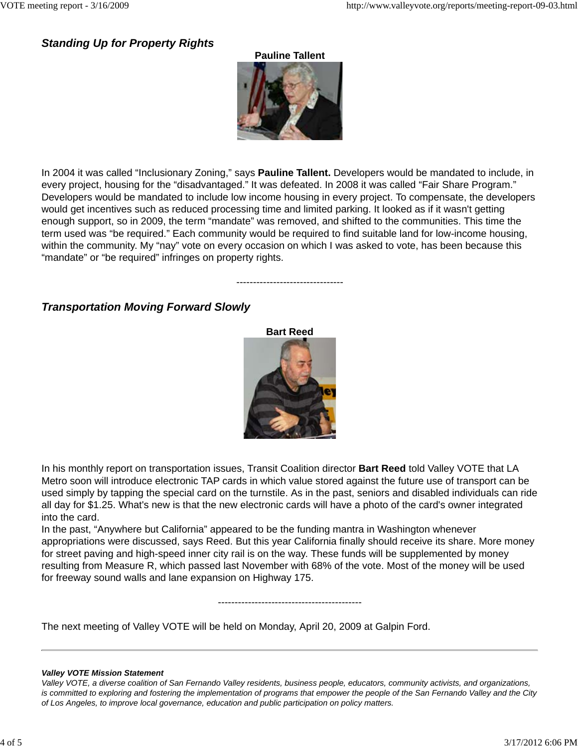### ***Standing Up for Property Rights***

**Pauline Tallent**

In 2004 it was called "Inclusionary Zoning," says **Pauline Tallent.** Developers would be mandated to include, in every project, housing for the "disadvantaged." It was defeated. In 2008 it was called "Fair Share Program." Developers would be mandated to include low income housing in every project. To compensate, the developers would get incentives such as reduced processing time and limited parking. It looked as if it wasn't getting enough support, so in 2009, the term "mandate" was removed, and shifted to the communities. This time the term used was "be required." Each community would be required to find suitable land for low-income housing, within the community. My "nay" vote on every occasion on which I was asked to vote, has been because this "mandate" or "be required" infringes on property rights.

--------------------------------

### ***Transportation Moving Forward Slowly***

**Bart Reed**

In his monthly report on transportation issues, Transit Coalition director **Bart Reed** told Valley VOTE that LA Metro soon will introduce electronic TAP cards in which value stored against the future use of transport can be used simply by tapping the special card on the turnstile. As in the past, seniors and disabled individuals can ride all day for $1.25. What's new is that the new electronic cards will have a photo of the card's owner integrated into the card.

In the past, "Anywhere but California" appeared to be the funding mantra in Washington whenever appropriations were discussed, says Reed. But this year California finally should receive its share. More money for street paving and high-speed inner city rail is on the way. These funds will be supplemented by money resulting from Measure R, which passed last November with 68% of the vote. Most of the money will be used for freeway sound walls and lane expansion on Highway 175.

------------------------------------------

The next meeting of Valley VOTE will be held on Monday, April 20, 2009 at Galpin Ford.

---

***Valley VOTE Mission Statement***

*Valley VOTE, a diverse coalition of San Fernando Valley residents, business people, educators, community activists, and organizations, is committed to exploring and fostering the implementation of programs that empower the people of the San Fernando Valley and the City of Los Angeles, to improve local governance, education and public participation on policy matters.*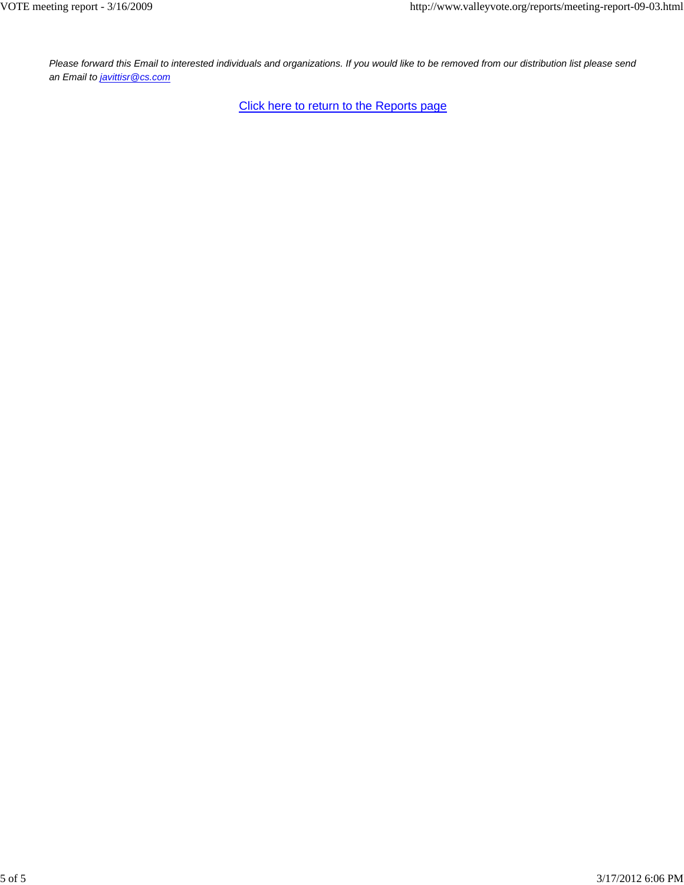*Please forward this Email to interested individuals and organizations. If you would like to be removed from our distribution list please send an Email to javittisr@cs.com*

Click here to return to the Reports page